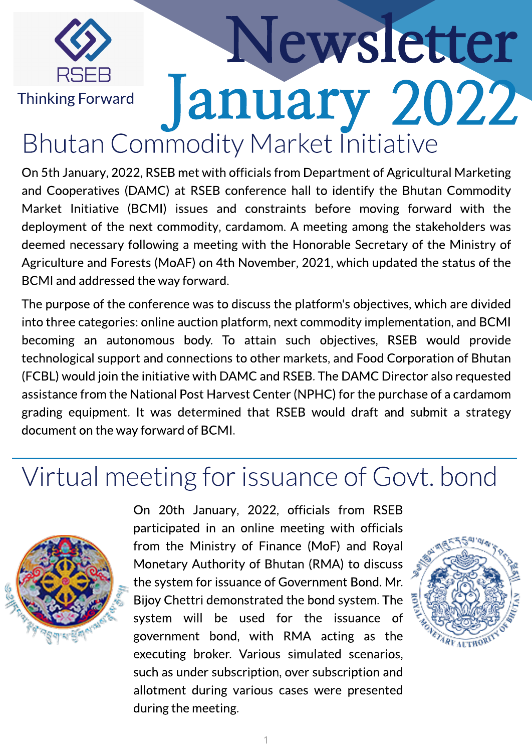RSEB

Thinking Forward

# Newsletter January 2022

## Bhutan Commodity Market Initiative

On 5th January, 2022, RSEB met with officials from Department of Agricultural Marketing and Cooperatives (DAMC) at RSEB conference hall to identify the Bhutan Commodity Market Initiative (BCMI) issues and constraints before moving forward with the deployment of the next commodity, cardamom. A meeting among the stakeholders was deemed necessary following a meeting with the Honorable Secretary of the Ministry of Agriculture and Forests (MoAF) on 4th November, 2021, which updated the status of the BCMI and addressed the way forward.

The purpose of the conference was to discuss the platform's objectives, which are divided into three categories: online auction platform, next commodity implementation, and BCMI becoming an autonomous body. To attain such objectives, RSEB would provide technological support and connections to other markets, and Food Corporation of Bhutan (FCBL) would join the initiative with DAMC and RSEB. The DAMC Director also requested assistance from the National Post Harvest Center (NPHC) for the purchase of a cardamom grading equipment. It was determined that RSEB would draft and submit a strategy document on the way forward of BCMI.

## Virtual meeting for issuance of Govt. bond

On 20th January, 2022, officials from RSEB participated in an online meeting with officials from the Ministry of Finance (MoF) and Royal Monetary Authority of Bhutan (RMA) to discuss the system for issuance of Government Bond. Mr. Bijoy Chettri demonstrated the bond system. The system will be used for the issuance of government bond, with RMA acting as the executing broker. Various simulated scenarios, such as under subscription, over subscription and allotment during various cases were presented during the meeting.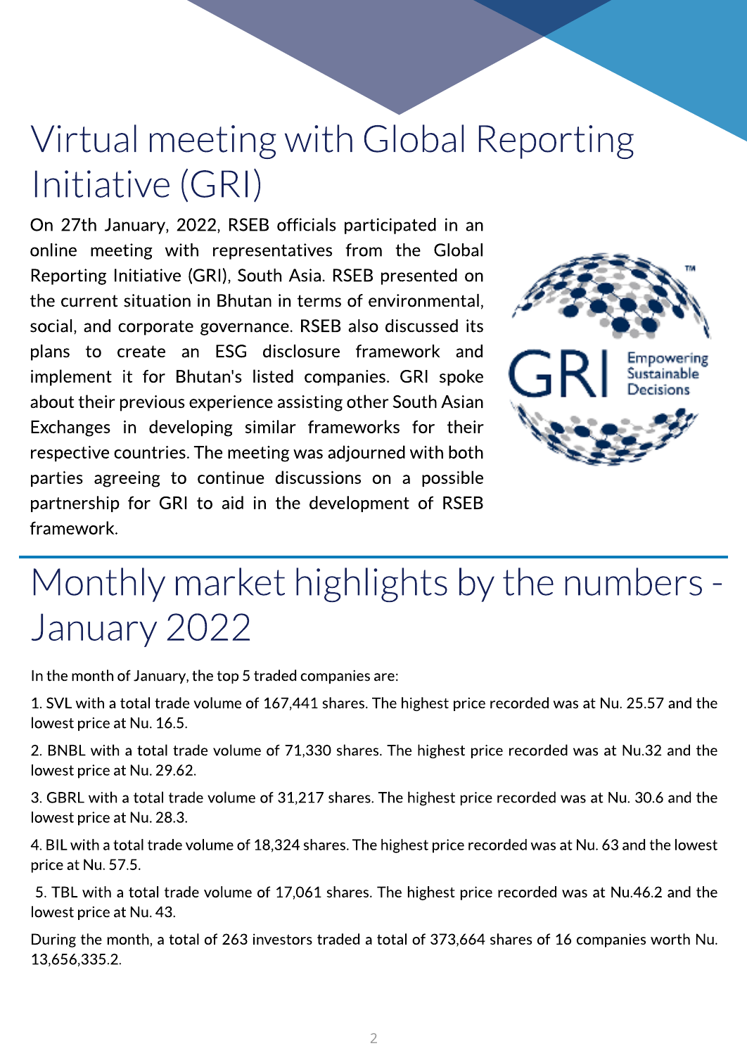# Virtual meeting with Global Reporting Initiative (GRI)

On 27th January, 2022, RSEB officials participated in an online meeting with representatives from the Global Reporting Initiative (GRI), South Asia. RSEB presented on the current situation in Bhutan in terms of environmental, social, and corporate governance. RSEB also discussed its plans to create an ESG disclosure framework and implement it for Bhutan's listed companies. GRI spoke about their previous experience assisting other South Asian Exchanges in developing similar frameworks for their respective countries. The meeting was adjourned with both parties agreeing to continue discussions on a possible partnership for GRI to aid in the development of RSEB framework.

# Monthly market highlights by the numbers - January 2022

In the month of January, the top 5 traded companies are:

1. SVL with a total trade volume of 167,441 shares. The highest price recorded was at Nu. 25.57 and the lowest price at Nu. 16.5.
2. BNBL with a total trade volume of 71,330 shares. The highest price recorded was at Nu.32 and the lowest price at Nu. 29.62.
3. GBRL with a total trade volume of 31,217 shares. The highest price recorded was at Nu. 30.6 and the lowest price at Nu. 28.3.
4. BIL with a total trade volume of 18,324 shares. The highest price recorded was at Nu. 63 and the lowest price at Nu. 57.5.
5. TBL with a total trade volume of 17,061 shares. The highest price recorded was at Nu.46.2 and the lowest price at Nu. 43.

During the month, a total of 263 investors traded a total of 373,664 shares of 16 companies worth Nu. 13,656,335.2.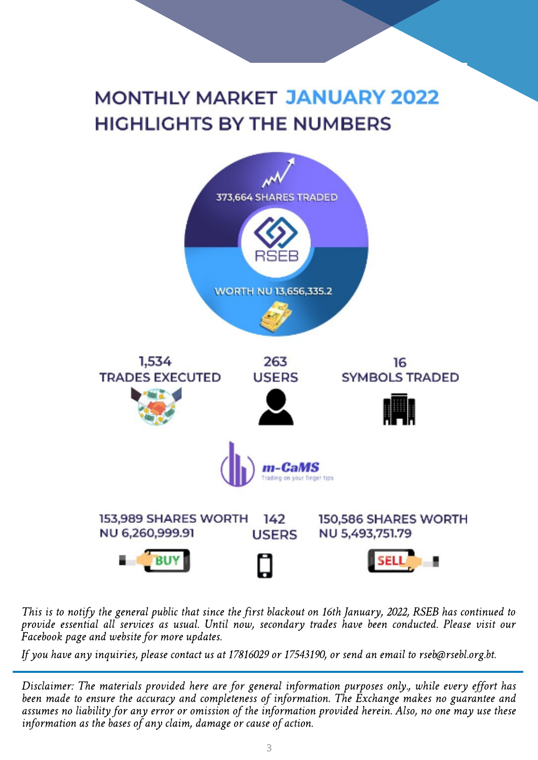# MONTHLY MARKET JANUARY 2022 HIGHLIGHTS BY THE NUMBERS

373,664 SHARES TRADED

RSEB

WORTH NU 13,656,335.2

1,534
TRADES EXECUTED

263
USERS

16
SYMBOLS TRADED

m-CaMS
Trading on your finger tips

153,989 SHARES WORTH
NU 6,260,999.91

BUY

142
USERS

150,586 SHARES WORTH
NU 5,493,751.79

SELL

*This is to notify the general public that since the first blackout on 16th January, 2022, RSEB has continued to provide essential all services as usual. Until now, secondary trades have been conducted. Please visit our Facebook page and website for more updates.*

*If you have any inquiries, please contact us at 17816029 or 17543190, or send an email to rseb@rsebl.org.bt.*

---

*Disclaimer: The materials provided here are for general information purposes only., while every effort has been made to ensure the accuracy and completeness of information. The Exchange makes no guarantee and assumes no liability for any error or omission of the information provided herein. Also, no one may use these information as the bases of any claim, damage or cause of action.*